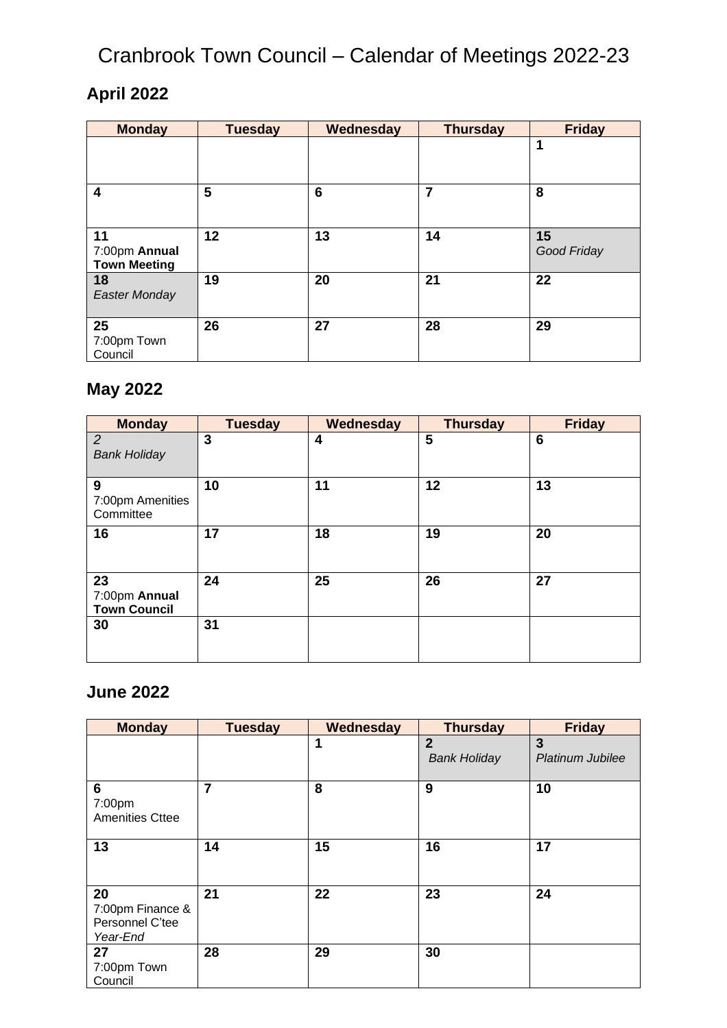# Cranbrook Town Council – Calendar of Meetings 2022-23

## April 2022

| Monday | Tuesday | Wednesday | Thursday | Friday |
|---|---|---|---|---|
| | | | | **1** |
| **4** | **5** | **6** | **7** | **8** |
| **11** 7:00pm **Annual Town Meeting** | **12** | **13** | **14** | **15** *Good Friday* |
| **18** *Easter Monday* | **19** | **20** | **21** | **22** |
| **25** 7:00pm Town Council | **26** | **27** | **28** | **29** |

## May 2022

| Monday | Tuesday | Wednesday | Thursday | Friday |
|---|---|---|---|---|
| *2* *Bank Holiday* | **3** | **4** | **5** | **6** |
| **9** 7:00pm Amenities Committee | **10** | **11** | **12** | **13** |
| **16** | **17** | **18** | **19** | **20** |
| **23** 7:00pm **Annual Town Council** | **24** | **25** | **26** | **27** |
| **30** | **31** | | | |

## June 2022

| Monday | Tuesday | Wednesday | Thursday | Friday |
|---|---|---|---|---|
| | | **1** | **2** *Bank Holiday* | **3** *Platinum Jubilee* |
| **6** 7:00pm Amenities Cttee | **7** | **8** | **9** | **10** |
| **13** | **14** | **15** | **16** | **17** |
| **20** 7:00pm Finance & Personnel C'tee *Year-End* | **21** | **22** | **23** | **24** |
| **27** 7:00pm Town Council | **28** | **29** | **30** | |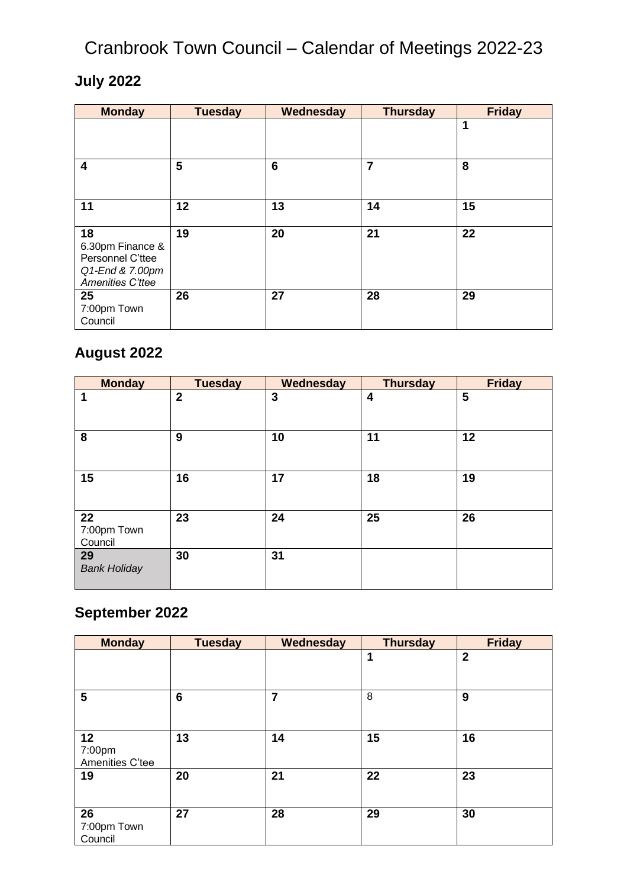# Cranbrook Town Council – Calendar of Meetings 2022-23

## July 2022

| Monday | Tuesday | Wednesday | Thursday | Friday |
|---|---|---|---|---|
| | | | | **1** |
| **4** | **5** | **6** | **7** | **8** |
| **11** | **12** | **13** | **14** | **15** |
| **18** 6.30pm Finance & Personnel C'ttee *Q1-End & 7.00pm Amenities C'ttee* | **19** | **20** | **21** | **22** |
| **25** 7:00pm Town Council | **26** | **27** | **28** | **29** |

## August 2022

| Monday | Tuesday | Wednesday | Thursday | Friday |
|---|---|---|---|---|
| **1** | **2** | **3** | **4** | **5** |
| **8** | **9** | **10** | **11** | **12** |
| **15** | **16** | **17** | **18** | **19** |
| **22** 7:00pm Town Council | **23** | **24** | **25** | **26** |
| **29** *Bank Holiday* | **30** | **31** | | |

## September 2022

| Monday | Tuesday | Wednesday | Thursday | Friday |
|---|---|---|---|---|
| | | | **1** | **2** |
| **5** | **6** | **7** | 8 | **9** |
| **12** 7:00pm Amenities C'tee | **13** | **14** | **15** | **16** |
| **19** | **20** | **21** | **22** | **23** |
| **26** 7:00pm Town Council | **27** | **28** | **29** | **30** |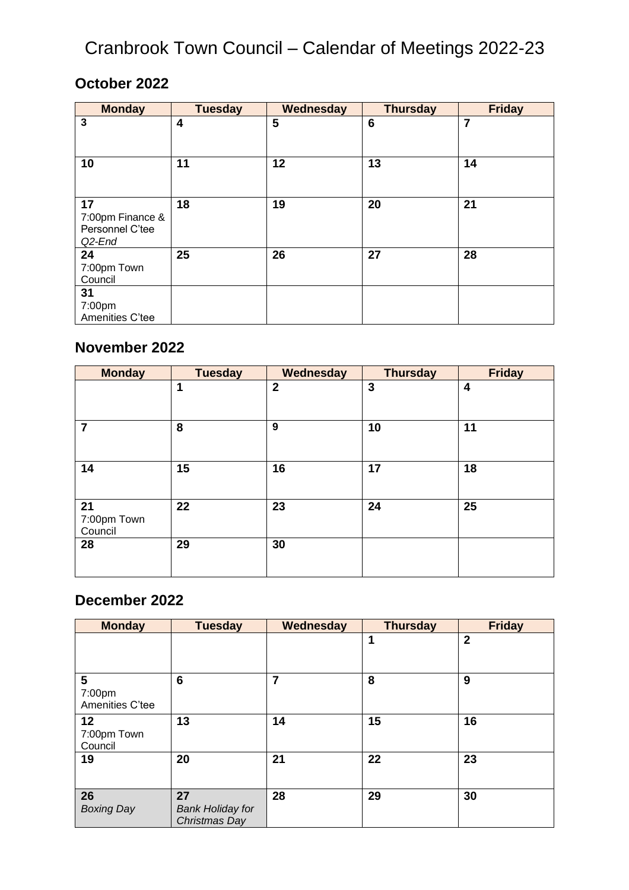# Cranbrook Town Council – Calendar of Meetings 2022-23

## October 2022

| Monday | Tuesday | Wednesday | Thursday | Friday |
|---|---|---|---|---|
| **3** | **4** | **5** | **6** | **7** |
| **10** | **11** | **12** | **13** | **14** |
| **17** 7:00pm Finance & Personnel C'tee *Q2-End* | **18** | **19** | **20** | **21** |
| **24** 7:00pm Town Council | **25** | **26** | **27** | **28** |
| **31** 7:00pm Amenities C'tee | | | | |

## November 2022

| Monday | Tuesday | Wednesday | Thursday | Friday |
|---|---|---|---|---|
| | **1** | **2** | **3** | **4** |
| **7** | **8** | **9** | **10** | **11** |
| **14** | **15** | **16** | **17** | **18** |
| **21** 7:00pm Town Council | **22** | **23** | **24** | **25** |
| **28** | **29** | **30** | | |

## December 2022

| Monday | Tuesday | Wednesday | Thursday | Friday |
|---|---|---|---|---|
| | | | **1** | **2** |
| **5** 7:00pm Amenities C'tee | **6** | **7** | **8** | **9** |
| **12** 7:00pm Town Council | **13** | **14** | **15** | **16** |
| **19** | **20** | **21** | **22** | **23** |
| **26** *Boxing Day* | **27** *Bank Holiday for Christmas Day* | **28** | **29** | **30** |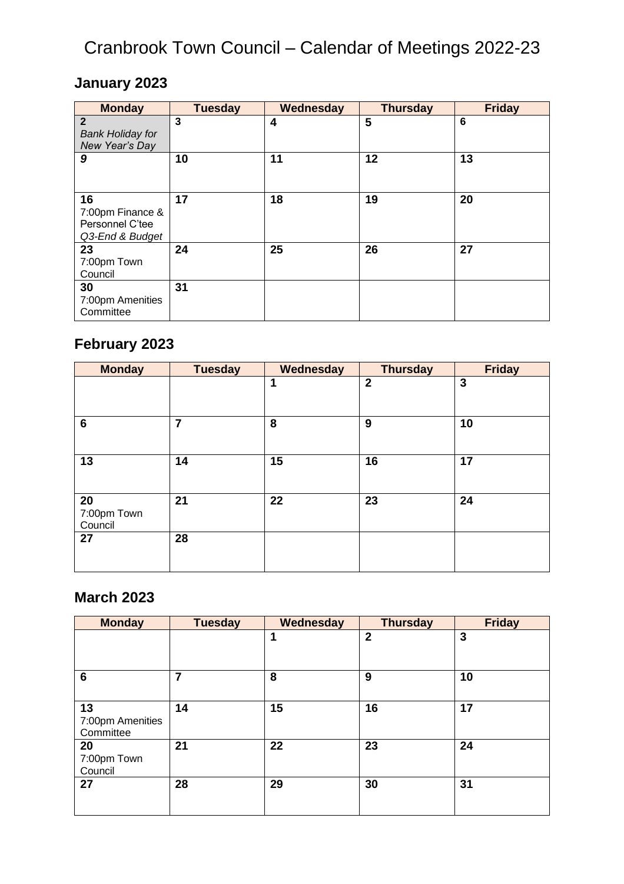# Cranbrook Town Council – Calendar of Meetings 2022-23

## January 2023

| Monday | Tuesday | Wednesday | Thursday | Friday |
|---|---|---|---|---|
| **2** *Bank Holiday for New Year's Day* | **3** | **4** | **5** | **6** |
| ***9*** | **10** | **11** | **12** | **13** |
| **16** 7:00pm Finance & Personnel C'tee *Q3-End & Budget* | **17** | **18** | **19** | **20** |
| **23** 7:00pm Town Council | **24** | **25** | **26** | **27** |
| **30** 7:00pm Amenities Committee | **31** | | | |

## February 2023

| Monday | Tuesday | Wednesday | Thursday | Friday |
|---|---|---|---|---|
| | | **1** | **2** | **3** |
| **6** | **7** | **8** | **9** | **10** |
| **13** | **14** | **15** | **16** | **17** |
| **20** 7:00pm Town Council | **21** | **22** | **23** | **24** |
| **27** | **28** | | | |

## March 2023

| Monday | Tuesday | Wednesday | Thursday | Friday |
|---|---|---|---|---|
| | | **1** | **2** | **3** |
| **6** | **7** | **8** | **9** | **10** |
| **13** 7:00pm Amenities Committee | **14** | **15** | **16** | **17** |
| **20** 7:00pm Town Council | **21** | **22** | **23** | **24** |
| **27** | **28** | **29** | **30** | **31** |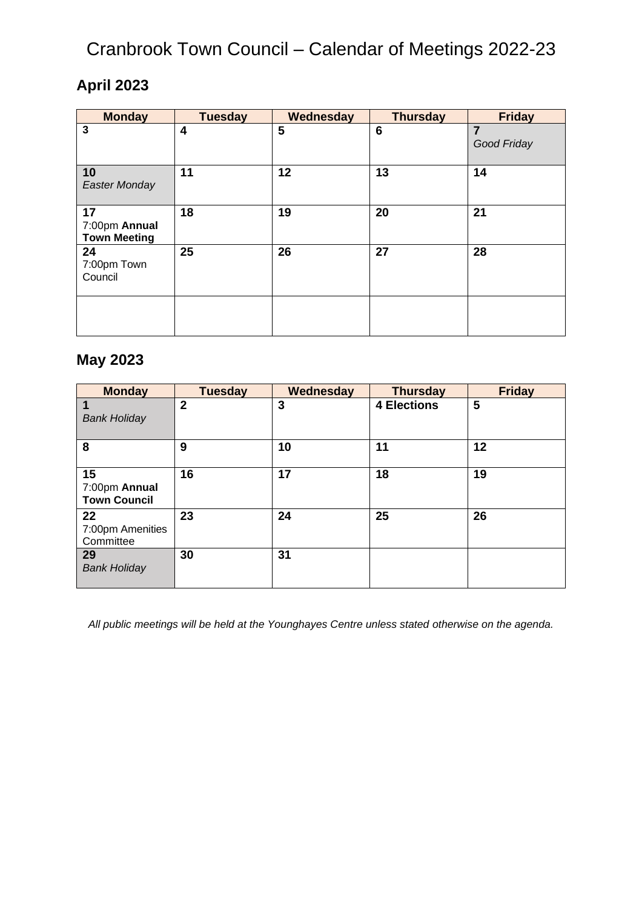# Cranbrook Town Council – Calendar of Meetings 2022-23

## April 2023

| Monday | Tuesday | Wednesday | Thursday | Friday |
|---|---|---|---|---|
| **3** | **4** | **5** | **6** | **7** *Good Friday* |
| **10** *Easter Monday* | **11** | **12** | **13** | **14** |
| **17** 7:00pm **Annual Town Meeting** | **18** | **19** | **20** | **21** |
| **24** 7:00pm Town Council | **25** | **26** | **27** | **28** |
| | | | | |

## May 2023

| Monday | Tuesday | Wednesday | Thursday | Friday |
|---|---|---|---|---|
| **1** *Bank Holiday* | **2** | **3** | **4 Elections** | **5** |
| **8** | **9** | **10** | **11** | **12** |
| **15** 7:00pm **Annual Town Council** | **16** | **17** | **18** | **19** |
| **22** 7:00pm Amenities Committee | **23** | **24** | **25** | **26** |
| **29** *Bank Holiday* | **30** | **31** | | |

*All public meetings will be held at the Younghayes Centre unless stated otherwise on the agenda.*